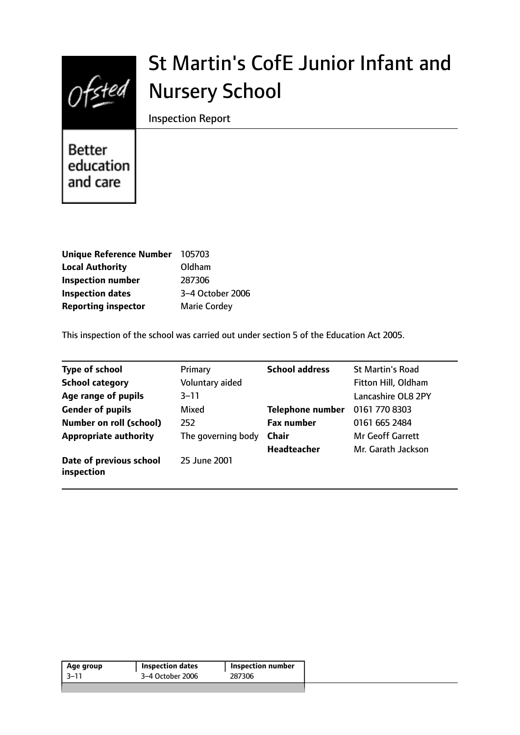# St Martin's CofE Junior Infant and Nursery School

Inspection Report

Better education and care

| | |
|---|---|
| **Unique Reference Number** | 105703 |
| **Local Authority** | Oldham |
| **Inspection number** | 287306 |
| **Inspection dates** | 3–4 October 2006 |
| **Reporting inspector** | Marie Cordey |

This inspection of the school was carried out under section 5 of the Education Act 2005.

| | | | |
|---|---|---|---|
| **Type of school** | Primary | **School address** | St Martin's Road |
| **School category** | Voluntary aided | | Fitton Hill, Oldham |
| **Age range of pupils** | 3–11 | | Lancashire OL8 2PY |
| **Gender of pupils** | Mixed | **Telephone number** | 0161 770 8303 |
| **Number on roll (school)** | 252 | **Fax number** | 0161 665 2484 |
| **Appropriate authority** | The governing body | **Chair** | Mr Geoff Garrett |
| | | **Headteacher** | Mr. Garath Jackson |
| **Date of previous school inspection** | 25 June 2001 | | |

| Age group | Inspection dates | Inspection number |
|---|---|---|
| 3–11 | 3–4 October 2006 | 287306 |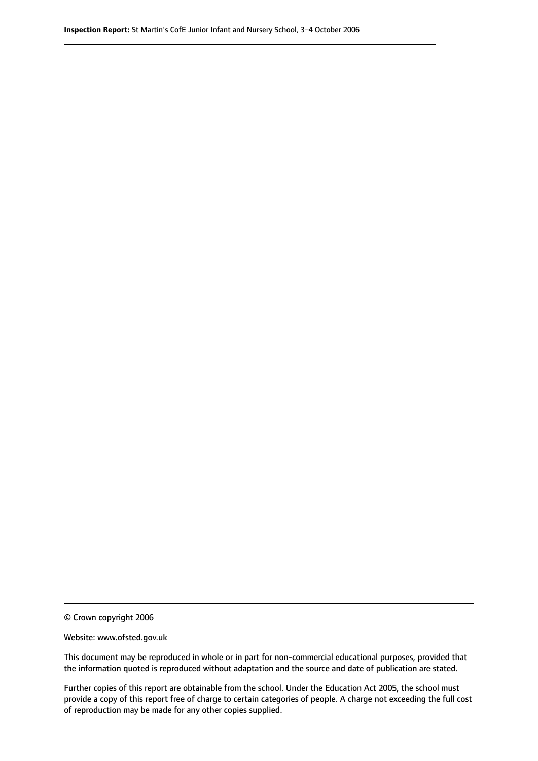© Crown copyright 2006

Website: www.ofsted.gov.uk

This document may be reproduced in whole or in part for non-commercial educational purposes, provided that the information quoted is reproduced without adaptation and the source and date of publication are stated.

Further copies of this report are obtainable from the school. Under the Education Act 2005, the school must provide a copy of this report free of charge to certain categories of people. A charge not exceeding the full cost of reproduction may be made for any other copies supplied.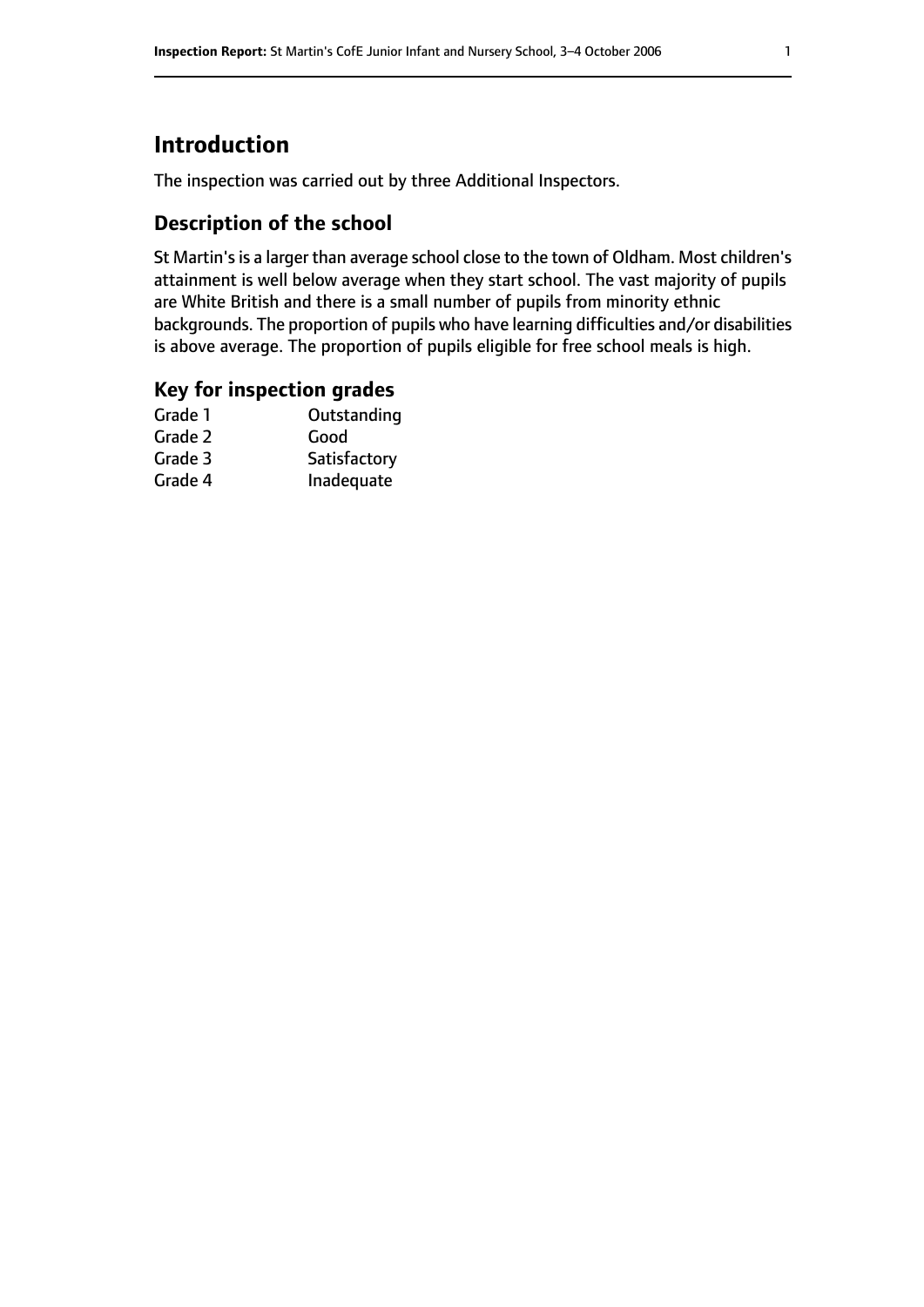# Introduction

The inspection was carried out by three Additional Inspectors.

## Description of the school

St Martin's is a larger than average school close to the town of Oldham. Most children's attainment is well below average when they start school. The vast majority of pupils are White British and there is a small number of pupils from minority ethnic backgrounds. The proportion of pupils who have learning difficulties and/or disabilities is above average. The proportion of pupils eligible for free school meals is high.

## Key for inspection grades

| | |
|---|---|
| Grade 1 | Outstanding |
| Grade 2 | Good |
| Grade 3 | Satisfactory |
| Grade 4 | Inadequate |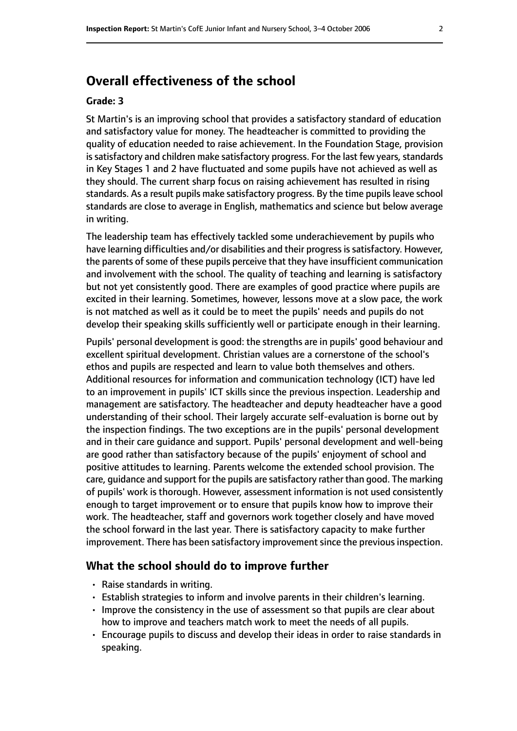## Overall effectiveness of the school

**Grade: 3**

St Martin's is an improving school that provides a satisfactory standard of education and satisfactory value for money. The headteacher is committed to providing the quality of education needed to raise achievement. In the Foundation Stage, provision is satisfactory and children make satisfactory progress. For the last few years, standards in Key Stages 1 and 2 have fluctuated and some pupils have not achieved as well as they should. The current sharp focus on raising achievement has resulted in rising standards. As a result pupils make satisfactory progress. By the time pupils leave school standards are close to average in English, mathematics and science but below average in writing.

The leadership team has effectively tackled some underachievement by pupils who have learning difficulties and/or disabilities and their progress is satisfactory. However, the parents of some of these pupils perceive that they have insufficient communication and involvement with the school. The quality of teaching and learning is satisfactory but not yet consistently good. There are examples of good practice where pupils are excited in their learning. Sometimes, however, lessons move at a slow pace, the work is not matched as well as it could be to meet the pupils' needs and pupils do not develop their speaking skills sufficiently well or participate enough in their learning.

Pupils' personal development is good: the strengths are in pupils' good behaviour and excellent spiritual development. Christian values are a cornerstone of the school's ethos and pupils are respected and learn to value both themselves and others. Additional resources for information and communication technology (ICT) have led to an improvement in pupils' ICT skills since the previous inspection. Leadership and management are satisfactory. The headteacher and deputy headteacher have a good understanding of their school. Their largely accurate self-evaluation is borne out by the inspection findings. The two exceptions are in the pupils' personal development and in their care guidance and support. Pupils' personal development and well-being are good rather than satisfactory because of the pupils' enjoyment of school and positive attitudes to learning. Parents welcome the extended school provision. The care, guidance and support for the pupils are satisfactory rather than good. The marking of pupils' work is thorough. However, assessment information is not used consistently enough to target improvement or to ensure that pupils know how to improve their work. The headteacher, staff and governors work together closely and have moved the school forward in the last year. There is satisfactory capacity to make further improvement. There has been satisfactory improvement since the previous inspection.

### What the school should do to improve further

- Raise standards in writing.
- Establish strategies to inform and involve parents in their children's learning.
- Improve the consistency in the use of assessment so that pupils are clear about how to improve and teachers match work to meet the needs of all pupils.
- Encourage pupils to discuss and develop their ideas in order to raise standards in speaking.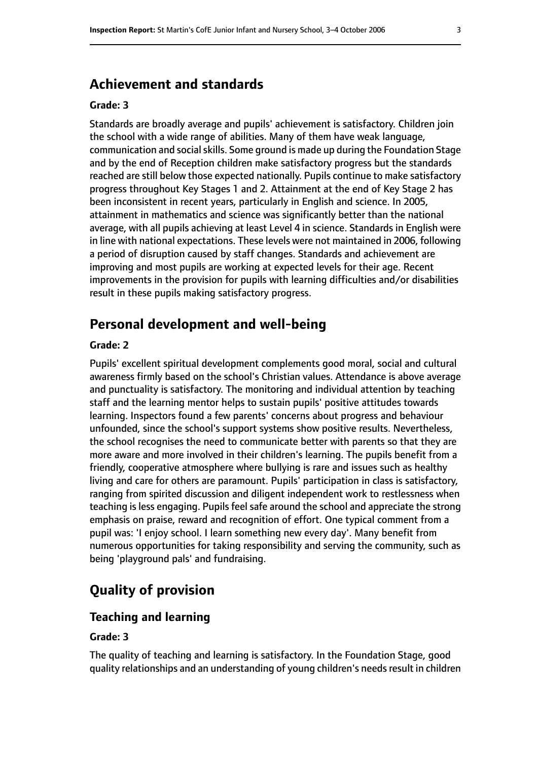## Achievement and standards

**Grade: 3**

Standards are broadly average and pupils' achievement is satisfactory. Children join the school with a wide range of abilities. Many of them have weak language, communication and social skills. Some ground is made up during the Foundation Stage and by the end of Reception children make satisfactory progress but the standards reached are still below those expected nationally. Pupils continue to make satisfactory progress throughout Key Stages 1 and 2. Attainment at the end of Key Stage 2 has been inconsistent in recent years, particularly in English and science. In 2005, attainment in mathematics and science was significantly better than the national average, with all pupils achieving at least Level 4 in science. Standards in English were in line with national expectations. These levels were not maintained in 2006, following a period of disruption caused by staff changes. Standards and achievement are improving and most pupils are working at expected levels for their age. Recent improvements in the provision for pupils with learning difficulties and/or disabilities result in these pupils making satisfactory progress.

## Personal development and well-being

**Grade: 2**

Pupils' excellent spiritual development complements good moral, social and cultural awareness firmly based on the school's Christian values. Attendance is above average and punctuality is satisfactory. The monitoring and individual attention by teaching staff and the learning mentor helps to sustain pupils' positive attitudes towards learning. Inspectors found a few parents' concerns about progress and behaviour unfounded, since the school's support systems show positive results. Nevertheless, the school recognises the need to communicate better with parents so that they are more aware and more involved in their children's learning. The pupils benefit from a friendly, cooperative atmosphere where bullying is rare and issues such as healthy living and care for others are paramount. Pupils' participation in class is satisfactory, ranging from spirited discussion and diligent independent work to restlessness when teaching is less engaging. Pupils feel safe around the school and appreciate the strong emphasis on praise, reward and recognition of effort. One typical comment from a pupil was: 'I enjoy school. I learn something new every day'. Many benefit from numerous opportunities for taking responsibility and serving the community, such as being 'playground pals' and fundraising.

# Quality of provision

## Teaching and learning

**Grade: 3**

The quality of teaching and learning is satisfactory. In the Foundation Stage, good quality relationships and an understanding of young children's needs result in children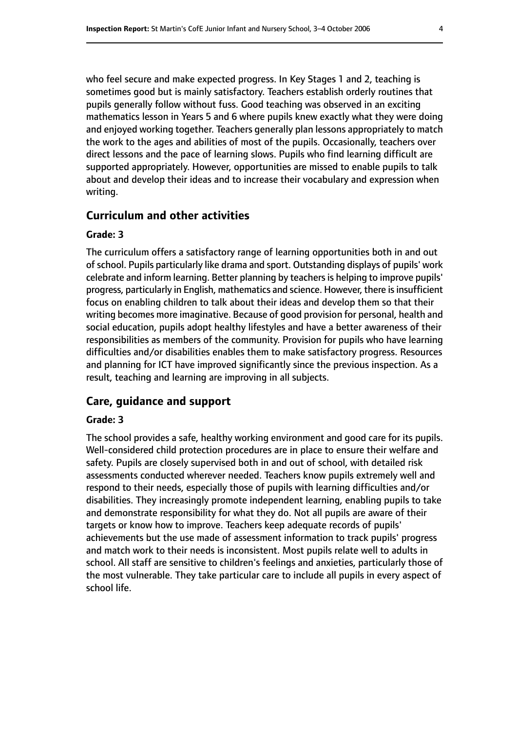who feel secure and make expected progress. In Key Stages 1 and 2, teaching is sometimes good but is mainly satisfactory. Teachers establish orderly routines that pupils generally follow without fuss. Good teaching was observed in an exciting mathematics lesson in Years 5 and 6 where pupils knew exactly what they were doing and enjoyed working together. Teachers generally plan lessons appropriately to match the work to the ages and abilities of most of the pupils. Occasionally, teachers over direct lessons and the pace of learning slows. Pupils who find learning difficult are supported appropriately. However, opportunities are missed to enable pupils to talk about and develop their ideas and to increase their vocabulary and expression when writing.

### Curriculum and other activities

#### Grade: 3

The curriculum offers a satisfactory range of learning opportunities both in and out of school. Pupils particularly like drama and sport. Outstanding displays of pupils' work celebrate and inform learning. Better planning by teachers is helping to improve pupils' progress, particularly in English, mathematics and science. However, there is insufficient focus on enabling children to talk about their ideas and develop them so that their writing becomes more imaginative. Because of good provision for personal, health and social education, pupils adopt healthy lifestyles and have a better awareness of their responsibilities as members of the community. Provision for pupils who have learning difficulties and/or disabilities enables them to make satisfactory progress. Resources and planning for ICT have improved significantly since the previous inspection. As a result, teaching and learning are improving in all subjects.

### Care, guidance and support

#### Grade: 3

The school provides a safe, healthy working environment and good care for its pupils. Well-considered child protection procedures are in place to ensure their welfare and safety. Pupils are closely supervised both in and out of school, with detailed risk assessments conducted wherever needed. Teachers know pupils extremely well and respond to their needs, especially those of pupils with learning difficulties and/or disabilities. They increasingly promote independent learning, enabling pupils to take and demonstrate responsibility for what they do. Not all pupils are aware of their targets or know how to improve. Teachers keep adequate records of pupils' achievements but the use made of assessment information to track pupils' progress and match work to their needs is inconsistent. Most pupils relate well to adults in school. All staff are sensitive to children's feelings and anxieties, particularly those of the most vulnerable. They take particular care to include all pupils in every aspect of school life.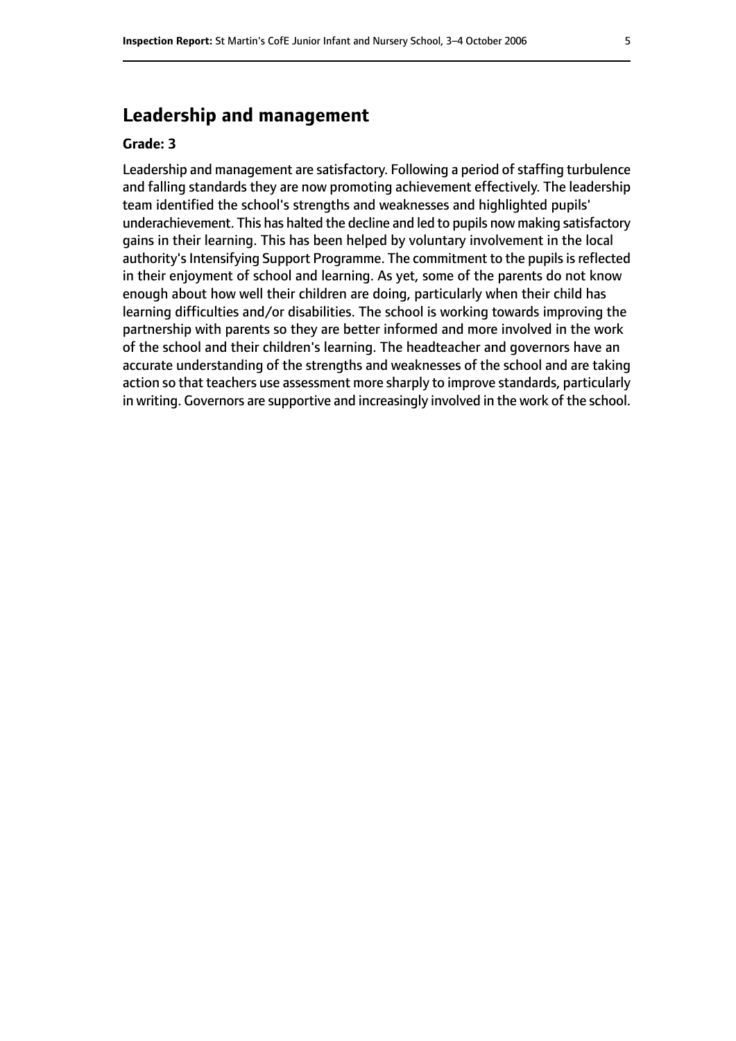## Leadership and management

**Grade: 3**

Leadership and management are satisfactory. Following a period of staffing turbulence and falling standards they are now promoting achievement effectively. The leadership team identified the school's strengths and weaknesses and highlighted pupils' underachievement. This has halted the decline and led to pupils now making satisfactory gains in their learning. This has been helped by voluntary involvement in the local authority's Intensifying Support Programme. The commitment to the pupils is reflected in their enjoyment of school and learning. As yet, some of the parents do not know enough about how well their children are doing, particularly when their child has learning difficulties and/or disabilities. The school is working towards improving the partnership with parents so they are better informed and more involved in the work of the school and their children's learning. The headteacher and governors have an accurate understanding of the strengths and weaknesses of the school and are taking action so that teachers use assessment more sharply to improve standards, particularly in writing. Governors are supportive and increasingly involved in the work of the school.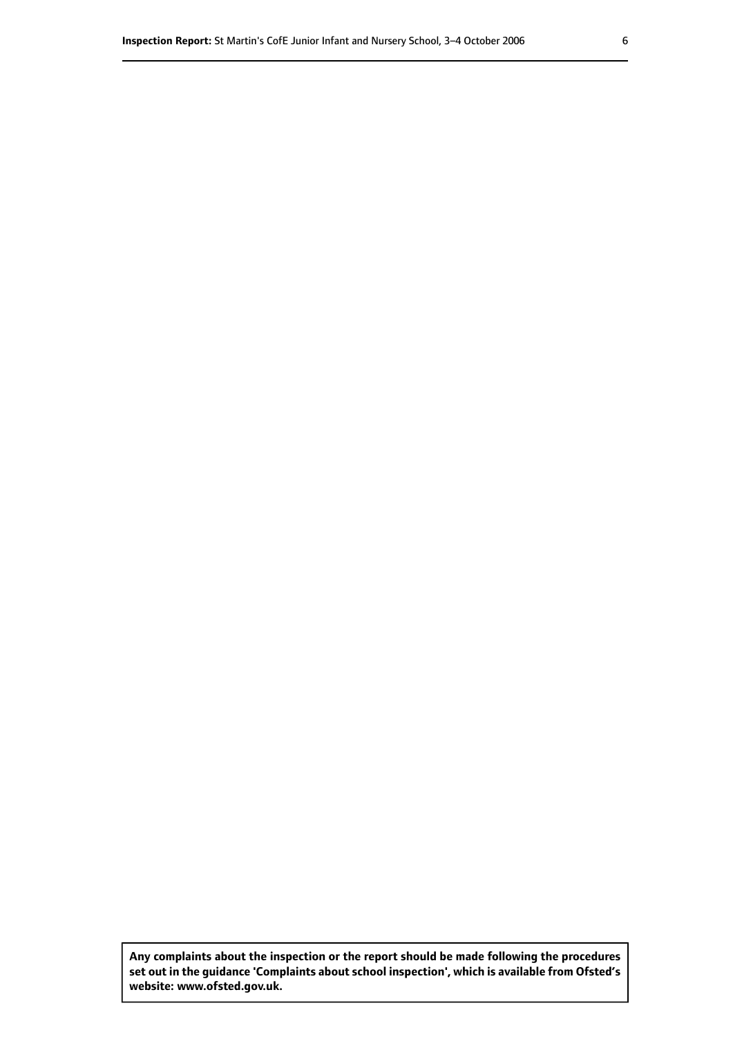**Any complaints about the inspection or the report should be made following the procedures set out in the guidance 'Complaints about school inspection', which is available from Ofsted's website: www.ofsted.gov.uk.**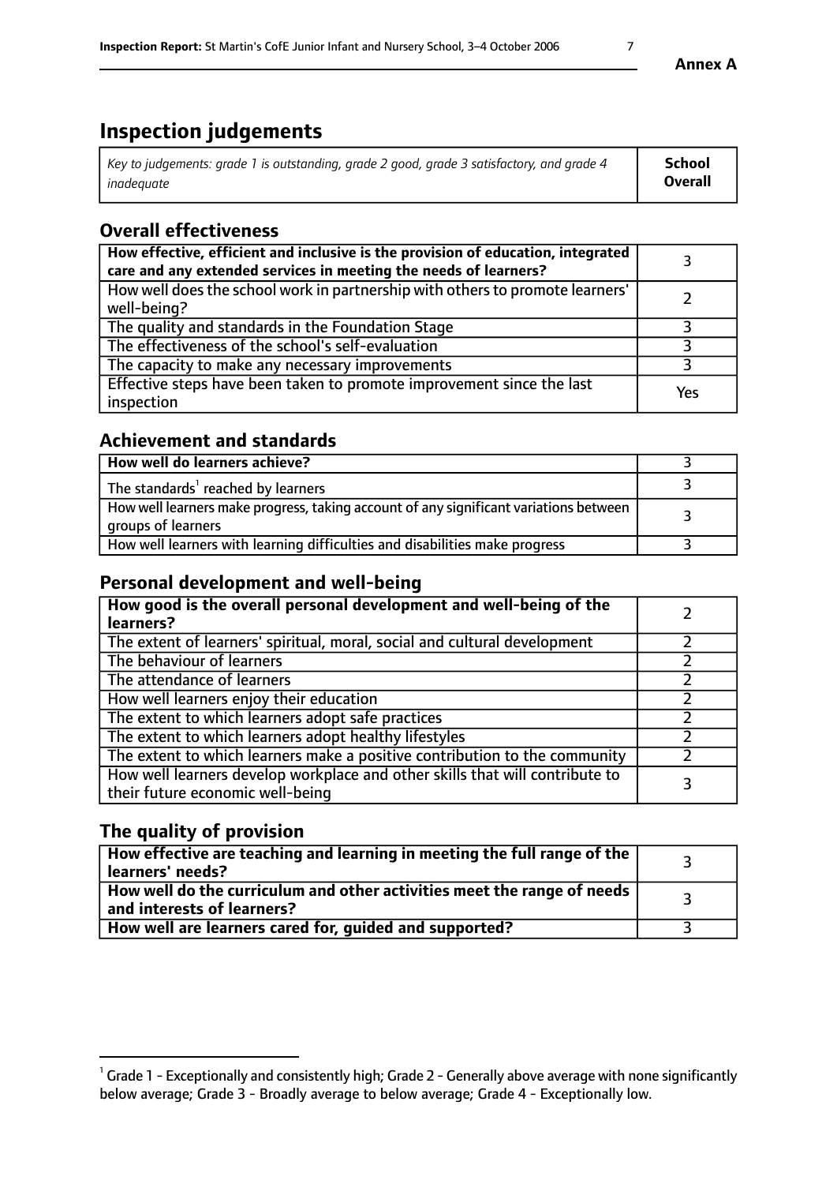**Annex A**

# Inspection judgements

| *Key to judgements: grade 1 is outstanding, grade 2 good, grade 3 satisfactory, and grade 4 inadequate* | **School Overall** |
|---|---|

## Overall effectiveness

| | |
|---|---|
| **How effective, efficient and inclusive is the provision of education, integrated care and any extended services in meeting the needs of learners?** | 3 |
| How well does the school work in partnership with others to promote learners' well-being? | 2 |
| The quality and standards in the Foundation Stage | 3 |
| The effectiveness of the school's self-evaluation | 3 |
| The capacity to make any necessary improvements | 3 |
| Effective steps have been taken to promote improvement since the last inspection | Yes |

## Achievement and standards

| | |
|---|---|
| **How well do learners achieve?** | 3 |
| The standards[1] reached by learners | 3 |
| How well learners make progress, taking account of any significant variations between groups of learners | 3 |
| How well learners with learning difficulties and disabilities make progress | 3 |

## Personal development and well-being

| | |
|---|---|
| **How good is the overall personal development and well-being of the learners?** | 2 |
| The extent of learners' spiritual, moral, social and cultural development | 2 |
| The behaviour of learners | 2 |
| The attendance of learners | 2 |
| How well learners enjoy their education | 2 |
| The extent to which learners adopt safe practices | 2 |
| The extent to which learners adopt healthy lifestyles | 2 |
| The extent to which learners make a positive contribution to the community | 2 |
| How well learners develop workplace and other skills that will contribute to their future economic well-being | 3 |

## The quality of provision

| | |
|---|---|
| **How effective are teaching and learning in meeting the full range of the learners' needs?** | 3 |
| **How well do the curriculum and other activities meet the range of needs and interests of learners?** | 3 |
| **How well are learners cared for, guided and supported?** | 3 |

[1] Grade 1 - Exceptionally and consistently high; Grade 2 - Generally above average with none significantly below average; Grade 3 - Broadly average to below average; Grade 4 - Exceptionally low.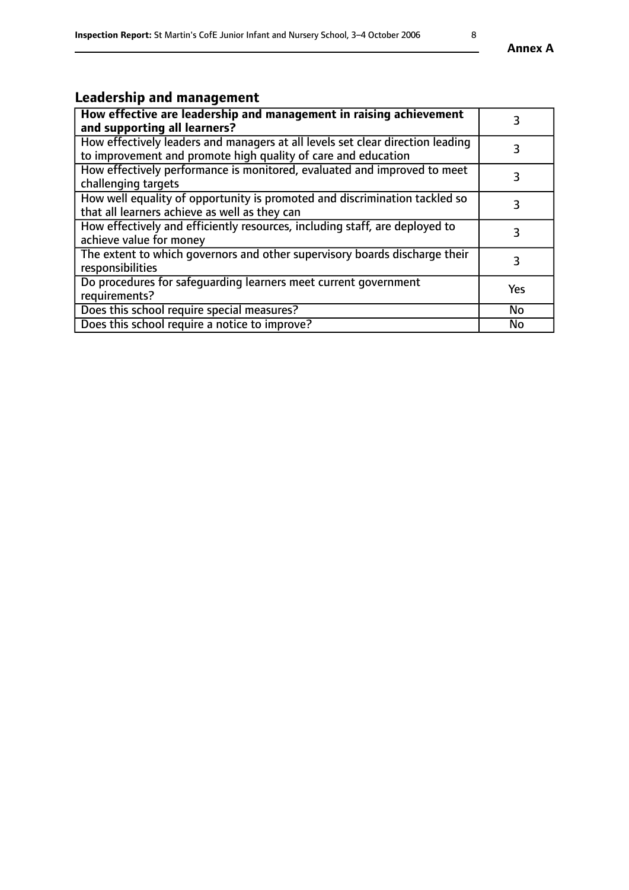## Leadership and management

| **How effective are leadership and management in raising achievement and supporting all learners?** | 3 |
|---|---|
| How effectively leaders and managers at all levels set clear direction leading to improvement and promote high quality of care and education | 3 |
| How effectively performance is monitored, evaluated and improved to meet challenging targets | 3 |
| How well equality of opportunity is promoted and discrimination tackled so that all learners achieve as well as they can | 3 |
| How effectively and efficiently resources, including staff, are deployed to achieve value for money | 3 |
| The extent to which governors and other supervisory boards discharge their responsibilities | 3 |
| Do procedures for safeguarding learners meet current government requirements? | Yes |
| Does this school require special measures? | No |
| Does this school require a notice to improve? | No |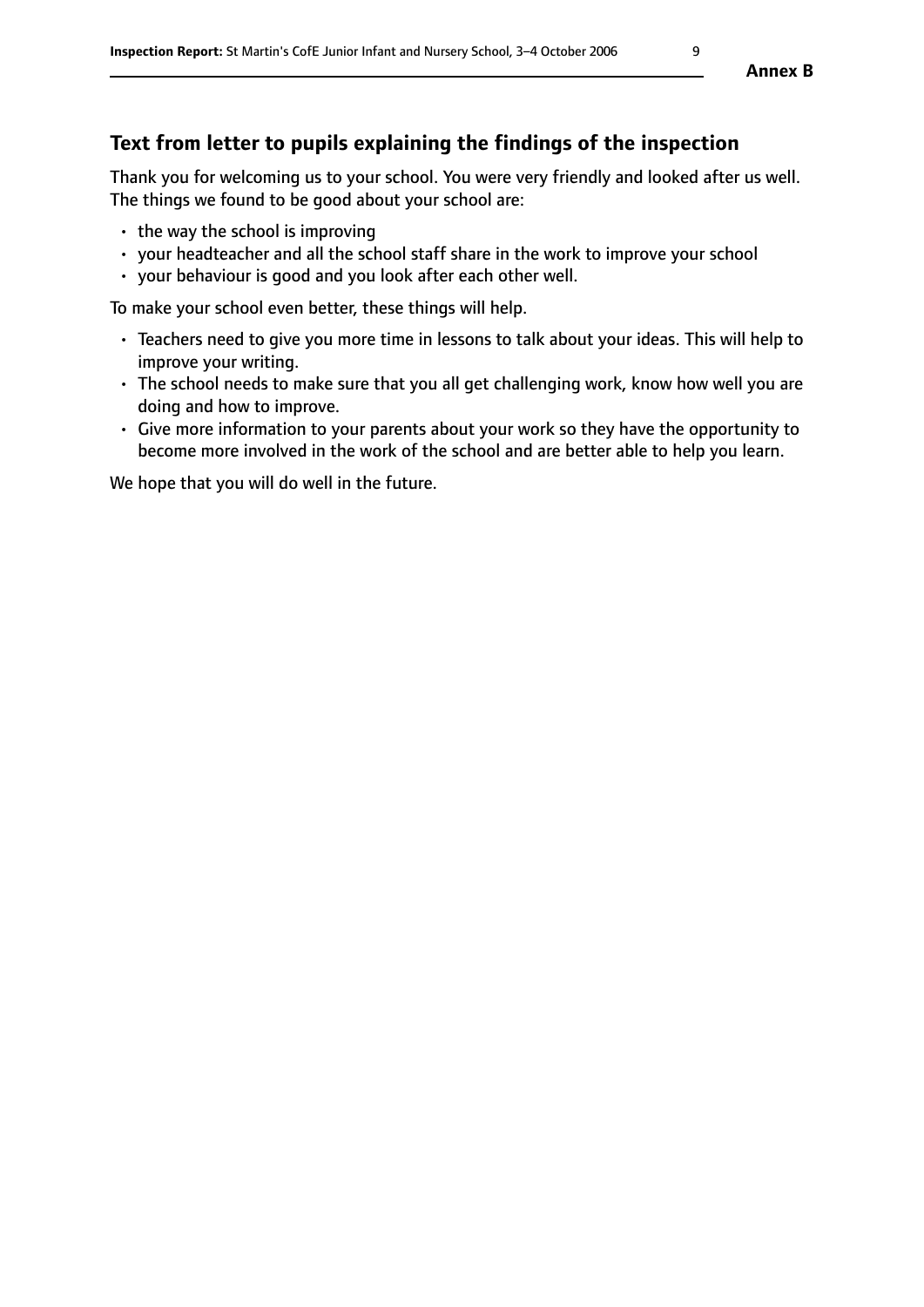## Text from letter to pupils explaining the findings of the inspection

Thank you for welcoming us to your school. You were very friendly and looked after us well. The things we found to be good about your school are:

- the way the school is improving
- your headteacher and all the school staff share in the work to improve your school
- your behaviour is good and you look after each other well.

To make your school even better, these things will help.

- Teachers need to give you more time in lessons to talk about your ideas. This will help to improve your writing.
- The school needs to make sure that you all get challenging work, know how well you are doing and how to improve.
- Give more information to your parents about your work so they have the opportunity to become more involved in the work of the school and are better able to help you learn.

We hope that you will do well in the future.